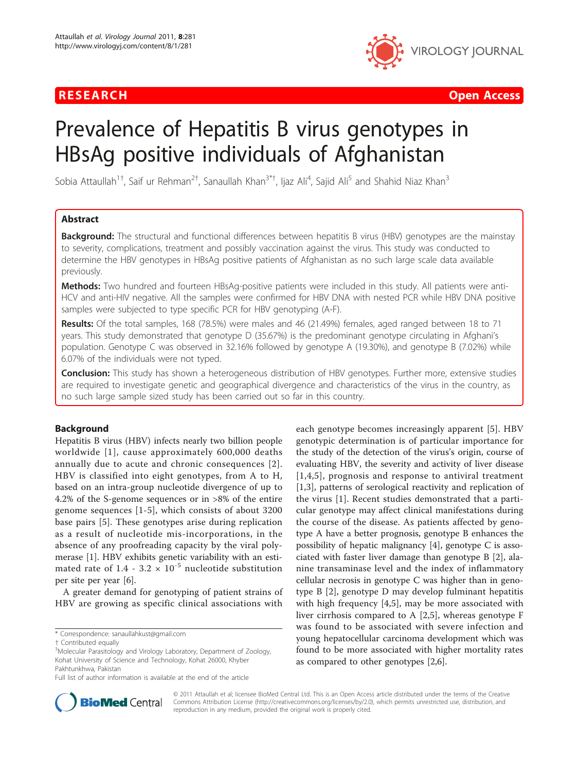RESEARCH Open Access

# Prevalence of Hepatitis B virus genotypes in HBsAg positive individuals of Afghanistan

Sobia Attaullah[1†], Saif ur Rehman[2†], Sanaullah Khan[3*†], Ijaz Ali[4], Sajid Ali[5] and Shahid Niaz Khan[3]

## Abstract

**Background:** The structural and functional differences between hepatitis B virus (HBV) genotypes are the mainstay to severity, complications, treatment and possibly vaccination against the virus. This study was conducted to determine the HBV genotypes in HBsAg positive patients of Afghanistan as no such large scale data available previously.

**Methods:** Two hundred and fourteen HBsAg-positive patients were included in this study. All patients were anti-HCV and anti-HIV negative. All the samples were confirmed for HBV DNA with nested PCR while HBV DNA positive samples were subjected to type specific PCR for HBV genotyping (A-F).

**Results:** Of the total samples, 168 (78.5%) were males and 46 (21.49%) females, aged ranged between 18 to 71 years. This study demonstrated that genotype D (35.67%) is the predominant genotype circulating in Afghani's population. Genotype C was observed in 32.16% followed by genotype A (19.30%), and genotype B (7.02%) while 6.07% of the individuals were not typed.

**Conclusion:** This study has shown a heterogeneous distribution of HBV genotypes. Further more, extensive studies are required to investigate genetic and geographical divergence and characteristics of the virus in the country, as no such large sample sized study has been carried out so far in this country.

## Background

Hepatitis B virus (HBV) infects nearly two billion people worldwide [1], cause approximately 600,000 deaths annually due to acute and chronic consequences [2]. HBV is classified into eight genotypes, from A to H, based on an intra-group nucleotide divergence of up to 4.2% of the S-genome sequences or in >8% of the entire genome sequences [1-5], which consists of about 3200 base pairs [5]. These genotypes arise during replication as a result of nucleotide mis-incorporations, in the absence of any proofreading capacity by the viral polymerase [1]. HBV exhibits genetic variability with an estimated rate of $1.4$ - $3.2 \times 10^{-5}$ nucleotide substitution per site per year [6].

A greater demand for genotyping of patient strains of HBV are growing as specific clinical associations with each genotype becomes increasingly apparent [5]. HBV genotypic determination is of particular importance for the study of the detection of the virus's origin, course of evaluating HBV, the severity and activity of liver disease [1,4,5], prognosis and response to antiviral treatment [1,3], patterns of serological reactivity and replication of the virus [1]. Recent studies demonstrated that a particular genotype may affect clinical manifestations during the course of the disease. As patients affected by genotype A have a better prognosis, genotype B enhances the possibility of hepatic malignancy [4], genotype C is associated with faster liver damage than genotype B [2], alanine transaminase level and the index of inflammatory cellular necrosis in genotype C was higher than in genotype B [2], genotype D may develop fulminant hepatitis with high frequency [4,5], may be more associated with liver cirrhosis compared to A [2,5], whereas genotype F was found to be associated with severe infection and young hepatocellular carcinoma development which was found to be more associated with higher mortality rates as compared to other genotypes [2,6].

\* Correspondence: sanaullahkust@gmail.com

† Contributed equally

[3]Molecular Parasitology and Virology Laboratory, Department of Zoology, Kohat University of Science and Technology, Kohat 26000, Khyber Pakhtunkhwa, Pakistan

Full list of author information is available at the end of the article

© 2011 Attaullah et al; licensee BioMed Central Ltd. This is an Open Access article distributed under the terms of the Creative Commons Attribution License (http://creativecommons.org/licenses/by/2.0), which permits unrestricted use, distribution, and reproduction in any medium, provided the original work is properly cited.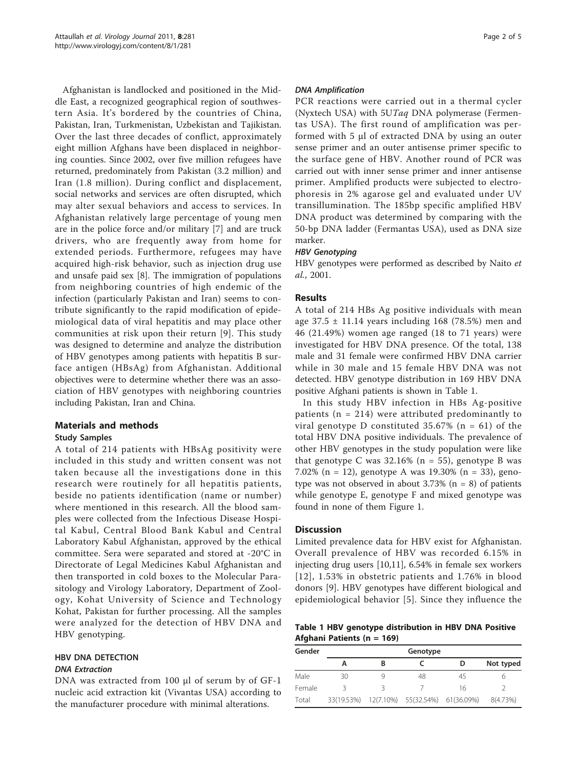Afghanistan is landlocked and positioned in the Middle East, a recognized geographical region of southwestern Asia. It's bordered by the countries of China, Pakistan, Iran, Turkmenistan, Uzbekistan and Tajikistan. Over the last three decades of conflict, approximately eight million Afghans have been displaced in neighboring counties. Since 2002, over five million refugees have returned, predominately from Pakistan (3.2 million) and Iran (1.8 million). During conflict and displacement, social networks and services are often disrupted, which may alter sexual behaviors and access to services. In Afghanistan relatively large percentage of young men are in the police force and/or military [7] and are truck drivers, who are frequently away from home for extended periods. Furthermore, refugees may have acquired high-risk behavior, such as injection drug use and unsafe paid sex [8]. The immigration of populations from neighboring countries of high endemic of the infection (particularly Pakistan and Iran) seems to contribute significantly to the rapid modification of epidemiological data of viral hepatitis and may place other communities at risk upon their return [9]. This study was designed to determine and analyze the distribution of HBV genotypes among patients with hepatitis B surface antigen (HBsAg) from Afghanistan. Additional objectives were to determine whether there was an association of HBV genotypes with neighboring countries including Pakistan, Iran and China.

## Materials and methods

### Study Samples

A total of 214 patients with HBsAg positivity were included in this study and written consent was not taken because all the investigations done in this research were routinely for all hepatitis patients, beside no patients identification (name or number) where mentioned in this research. All the blood samples were collected from the Infectious Disease Hospital Kabul, Central Blood Bank Kabul and Central Laboratory Kabul Afghanistan, approved by the ethical committee. Sera were separated and stored at -20°C in Directorate of Legal Medicines Kabul Afghanistan and then transported in cold boxes to the Molecular Parasitology and Virology Laboratory, Department of Zoology, Kohat University of Science and Technology Kohat, Pakistan for further processing. All the samples were analyzed for the detection of HBV DNA and HBV genotyping.

### HBV DNA DETECTION

#### *DNA Extraction*

DNA was extracted from 100 μl of serum by of GF-1 nucleic acid extraction kit (Vivantas USA) according to the manufacturer procedure with minimal alterations.

#### *DNA Amplification*

PCR reactions were carried out in a thermal cycler (Nyxtech USA) with 5U*Taq* DNA polymerase (Fermentas USA). The first round of amplification was performed with 5 μl of extracted DNA by using an outer sense primer and an outer antisense primer specific to the surface gene of HBV. Another round of PCR was carried out with inner sense primer and inner antisense primer. Amplified products were subjected to electrophoresis in 2% agarose gel and evaluated under UV transillumination. The 185bp specific amplified HBV DNA product was determined by comparing with the 50-bp DNA ladder (Fermantas USA), used as DNA size marker.

#### *HBV Genotyping*

HBV genotypes were performed as described by Naito *et al.*, 2001.

## Results

A total of 214 HBs Ag positive individuals with mean age 37.5 ± 11.14 years including 168 (78.5%) men and 46 (21.49%) women age ranged (18 to 71 years) were investigated for HBV DNA presence. Of the total, 138 male and 31 female were confirmed HBV DNA carrier while in 30 male and 15 female HBV DNA was not detected. HBV genotype distribution in 169 HBV DNA positive Afghani patients is shown in Table 1.

In this study HBV infection in HBs Ag-positive patients (n = 214) were attributed predominantly to viral genotype D constituted 35.67% (n = 61) of the total HBV DNA positive individuals. The prevalence of other HBV genotypes in the study population were like that genotype C was 32.16% (n = 55), genotype B was 7.02% (n = 12), genotype A was 19.30% (n = 33), genotype was not observed in about 3.73% (n = 8) of patients while genotype E, genotype F and mixed genotype was found in none of them Figure 1.

## Discussion

Limited prevalence data for HBV exist for Afghanistan. Overall prevalence of HBV was recorded 6.15% in injecting drug users [10,11], 6.54% in female sex workers [12], 1.53% in obstetric patients and 1.76% in blood donors [9]. HBV genotypes have different biological and epidemiological behavior [5]. Since they influence the

**Table 1 HBV genotype distribution in HBV DNA Positive Afghani Patients (n = 169)**

| Gender | Genotype | | | | |
|---|---|---|---|---|---|
| | A | B | C | D | Not typed |
| Male | 30 | 9 | 48 | 45 | 6 |
| Female | 3 | 3 | 7 | 16 | 2 |
| Total | 33(19.53%) | 12(7.10%) | 55(32.54%) | 61(36.09%) | 8(4.73%) |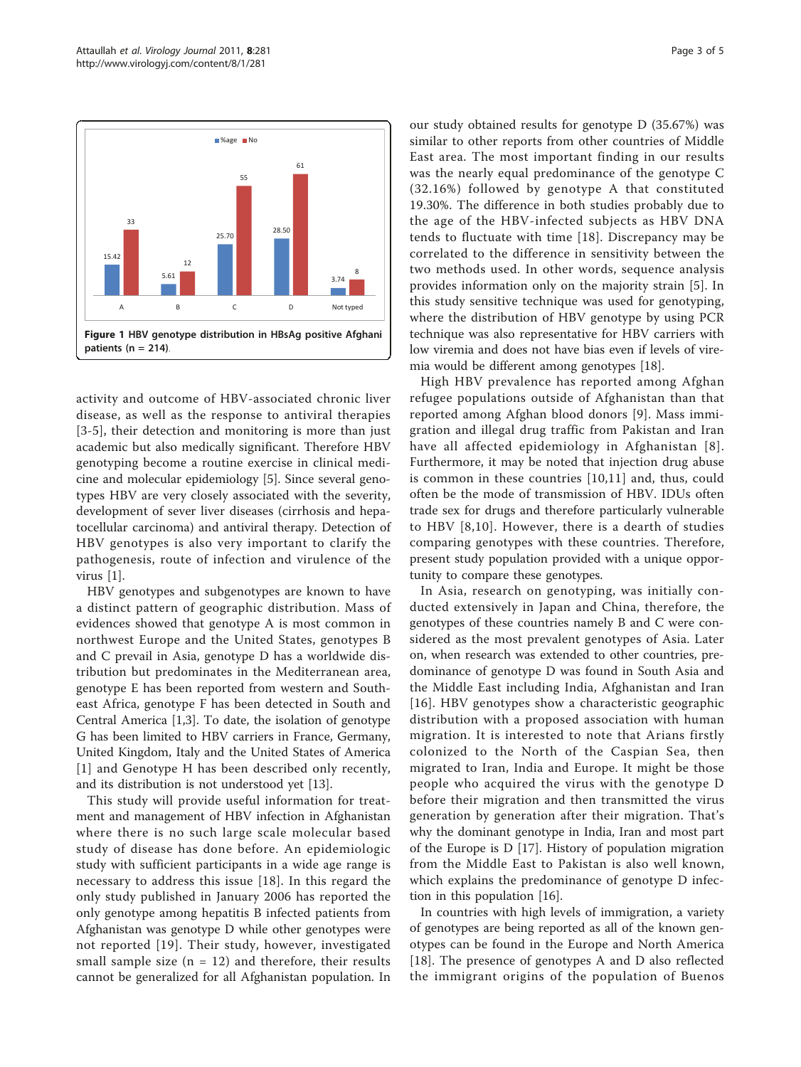**Figure 1 HBV genotype distribution in HBsAg positive Afghani patients (n = 214).**

activity and outcome of HBV-associated chronic liver disease, as well as the response to antiviral therapies [3-5], their detection and monitoring is more than just academic but also medically significant. Therefore HBV genotyping become a routine exercise in clinical medicine and molecular epidemiology [5]. Since several genotypes HBV are very closely associated with the severity, development of sever liver diseases (cirrhosis and hepatocellular carcinoma) and antiviral therapy. Detection of HBV genotypes is also very important to clarify the pathogenesis, route of infection and virulence of the virus [1].

HBV genotypes and subgenotypes are known to have a distinct pattern of geographic distribution. Mass of evidences showed that genotype A is most common in northwest Europe and the United States, genotypes B and C prevail in Asia, genotype D has a worldwide distribution but predominates in the Mediterranean area, genotype E has been reported from western and Southeast Africa, genotype F has been detected in South and Central America [1,3]. To date, the isolation of genotype G has been limited to HBV carriers in France, Germany, United Kingdom, Italy and the United States of America [1] and Genotype H has been described only recently, and its distribution is not understood yet [13].

This study will provide useful information for treatment and management of HBV infection in Afghanistan where there is no such large scale molecular based study of disease has done before. An epidemiologic study with sufficient participants in a wide age range is necessary to address this issue [18]. In this regard the only study published in January 2006 has reported the only genotype among hepatitis B infected patients from Afghanistan was genotype D while other genotypes were not reported [19]. Their study, however, investigated small sample size (n = 12) and therefore, their results cannot be generalized for all Afghanistan population. In our study obtained results for genotype D (35.67%) was similar to other reports from other countries of Middle East area. The most important finding in our results was the nearly equal predominance of the genotype C (32.16%) followed by genotype A that constituted 19.30%. The difference in both studies probably due to the age of the HBV-infected subjects as HBV DNA tends to fluctuate with time [18]. Discrepancy may be correlated to the difference in sensitivity between the two methods used. In other words, sequence analysis provides information only on the majority strain [5]. In this study sensitive technique was used for genotyping, where the distribution of HBV genotype by using PCR technique was also representative for HBV carriers with low viremia and does not have bias even if levels of viremia would be different among genotypes [18].

High HBV prevalence has reported among Afghan refugee populations outside of Afghanistan than that reported among Afghan blood donors [9]. Mass immigration and illegal drug traffic from Pakistan and Iran have all affected epidemiology in Afghanistan [8]. Furthermore, it may be noted that injection drug abuse is common in these countries [10,11] and, thus, could often be the mode of transmission of HBV. IDUs often trade sex for drugs and therefore particularly vulnerable to HBV [8,10]. However, there is a dearth of studies comparing genotypes with these countries. Therefore, present study population provided with a unique opportunity to compare these genotypes.

In Asia, research on genotyping, was initially conducted extensively in Japan and China, therefore, the genotypes of these countries namely B and C were considered as the most prevalent genotypes of Asia. Later on, when research was extended to other countries, predominance of genotype D was found in South Asia and the Middle East including India, Afghanistan and Iran [16]. HBV genotypes show a characteristic geographic distribution with a proposed association with human migration. It is interested to note that Arians firstly colonized to the North of the Caspian Sea, then migrated to Iran, India and Europe. It might be those people who acquired the virus with the genotype D before their migration and then transmitted the virus generation by generation after their migration. That's why the dominant genotype in India, Iran and most part of the Europe is D [17]. History of population migration from the Middle East to Pakistan is also well known, which explains the predominance of genotype D infection in this population [16].

In countries with high levels of immigration, a variety of genotypes are being reported as all of the known genotypes can be found in the Europe and North America [18]. The presence of genotypes A and D also reflected the immigrant origins of the population of Buenos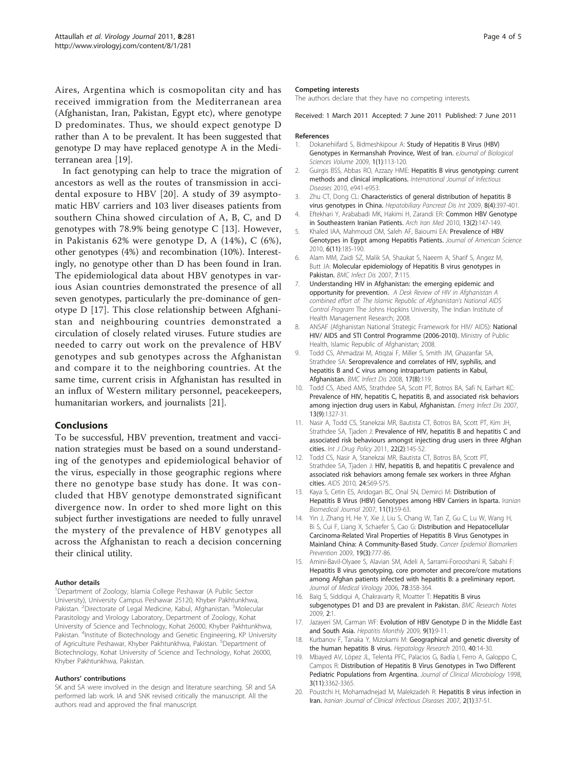Aires, Argentina which is cosmopolitan city and has received immigration from the Mediterranean area (Afghanistan, Iran, Pakistan, Egypt etc), where genotype D predominates. Thus, we should expect genotype D rather than A to be prevalent. It has been suggested that genotype D may have replaced genotype A in the Mediterranean area [19].

In fact genotyping can help to trace the migration of ancestors as well as the routes of transmission in accidental exposure to HBV [20]. A study of 39 asymptomatic HBV carriers and 103 liver diseases patients from southern China showed circulation of A, B, C, and D genotypes with 78.9% being genotype C [13]. However, in Pakistanis 62% were genotype D, A (14%), C (6%), other genotypes (4%) and recombination (10%). Interestingly, no genotype other than D has been found in Iran. The epidemiological data about HBV genotypes in various Asian countries demonstrated the presence of all seven genotypes, particularly the pre-dominance of genotype D [17]. This close relationship between Afghanistan and neighbouring countries demonstrated a circulation of closely related viruses. Future studies are needed to carry out work on the prevalence of HBV genotypes and sub genotypes across the Afghanistan and compare it to the neighboring countries. At the same time, current crisis in Afghanistan has resulted in an influx of Western military personnel, peacekeepers, humanitarian workers, and journalists [21].

## Conclusions

To be successful, HBV prevention, treatment and vaccination strategies must be based on a sound understanding of the genotypes and epidemiological behavior of the virus, especially in those geographic regions where there no genotype base study has done. It was concluded that HBV genotype demonstrated significant divergence now. In order to shed more light on this subject further investigations are needed to fully unravel the mystery of the prevalence of HBV genotypes all across the Afghanistan to reach a decision concerning their clinical utility.

#### Author details

[1]Department of Zoology, Islamia College Peshawar (A Public Sector University), University Campus Peshawar 25120, Khyber Pakhtunkhwa, Pakistan. [2]Directorate of Legal Medicine, Kabul, Afghanistan. [3]Molecular Parasitology and Virology Laboratory, Department of Zoology, Kohat University of Science and Technology, Kohat 26000, Khyber Pakhtunkhwa, Pakistan. [4]Institute of Biotechnology and Genetic Engineering, KP University of Agriculture Peshawar, Khyber Pakhtunkhwa, Pakistan. [5]Department of Biotechnology, Kohat University of Science and Technology, Kohat 26000, Khyber Pakhtunkhwa, Pakistan.

#### Authors' contributions

SK and SA were involved in the design and literature searching. SR and SA performed lab work. IA and SNK revised critically the manuscript. All the authors read and approved the final manuscript.

#### Competing interests

The authors declare that they have no competing interests.

Received: 1 March 2011 Accepted: 7 June 2011 Published: 7 June 2011

#### References

1. Dokanehiifard S, Bidmeshkipour A: **Study of Hepatitis B Virus (HBV) Genotypes in Kermanshah Province, West of Iran.** *eJournal of Biological Sciences Volume* 2009, **1(1)**:113-120.
2. Guirgis BSS, Abbas RO, Azzazy HME: **Hepatitis B virus genotyping: current methods and clinical implications.** *International Journal of Infectious Diseases* 2010, e941-e953.
3. Zhu CT, Dong CL: **Characteristics of general distribution of hepatitis B virus genotypes in China.** *Hepatobiliary Pancreat Dis Int* 2009, **8(4)**:397-401.
4. Eftekhari Y, Arababadi MK, Hakimi H, Zarandi ER: **Common HBV Genotype in Southeastern Iranian Patients.** *Arch Iran Med* 2010, **13(2)**:147-149.
5. Khaled IAA, Mahmoud OM, Saleh AF, Baioumi EA: **Prevalence of HBV Genotypes in Egypt among Hepatitis Patients.** *Journal of American Science* 2010, **6(11)**:185-190.
6. Alam MM, Zaidi SZ, Malik SA, Shaukat S, Naeem A, Sharif S, Angez M, Butt JA: **Molecular epidemiology of Hepatitis B virus genotypes in Pakistan.** *BMC Infect Dis* 2007, **7**:115.
7. **Understanding HIV in Afghanistan: the emerging epidemic and opportunity for prevention.** *A Desk Review of HIV in Afghanistan A combined effort of: The Islamic Republic of Afghanistan's National AIDS Control Program* The Johns Hopkins University, The Indian Institute of Health Management Research; 2008.
8. ANSAF (Afghanistan National Strategic Framework for HIV/ AIDS): **National HIV/ AIDS and STI Control Programme (2006-2010).** Ministry of Public Health, Islamic Republic of Afghanistan; 2008.
9. Todd CS, Ahmadzai M, Atiqzai F, Miller S, Smith JM, Ghazanfar SA, Strathdee SA: **Seroprevalence and correlates of HIV, syphilis, and hepatitis B and C virus among intrapartum patients in Kabul, Afghanistan.** *BMC Infect Dis* 2008, **17(8)**:119.
10. Todd CS, Abed AMS, Strathdee SA, Scott PT, Botros BA, Safi N, Earhart KC: **Prevalence of HIV, hepatitis C, hepatitis B, and associated risk behaviors among injection drug users in Kabul, Afghanistan.** *Emerg Infect Dis* 2007, **13(9)**:1327-31.
11. Nasir A, Todd CS, Stanekzai MR, Bautista CT, Botros BA, Scott PT, Kim JH, Strathdee SA, Tjaden J: **Prevalence of HIV, hepatitis B and hepatitis C and associated risk behaviours amongst injecting drug users in three Afghan cities.** *Int J Drug Policy* 2011, **22(2)**:145-52.
12. Todd CS, Nasir A, Stanekzai MR, Bautista CT, Botros BA, Scott PT, Strathdee SA, Tjaden J: **HIV, hepatitis B, and hepatitis C prevalence and associated risk behaviors among female sex workers in three Afghan cities.** *AIDS* 2010, **24**:S69-S75.
13. Kaya S, Cetin ES, Aridogan BC, Onal SN, Demirci M: **Distribution of Hepatitis B Virus (HBV) Genotypes among HBV Carriers in Isparta.** *Iranian Biomedical Journal* 2007, **11(1)**:59-63.
14. Yin J, Zhang H, He Y, Xie J, Liu S, Chang W, Tan Z, Gu C, Lu W, Wang H, Bi S, Cui F, Liang X, Schaefer S, Cao G: **Distribution and Hepatocellular Carcinoma-Related Viral Properties of Hepatitis B Virus Genotypes in Mainland China: A Community-Based Study.** *Cancer Epidemiol Biomarkers Prevention* 2009, **19(3)**:777-86.
15. Amini-Bavil-Olyaee S, Alavian SM, Adeli A, Sarrami-Forooshani R, Sabahi F: **Hepatitis B virus genotyping, core promoter and precore/core mutations among Afghan patients infected with hepatitis B: a preliminary report.** *Journal of Medical Virology* 2006, **78**:358-364.
16. Baig S, Siddiqui A, Chakravarty R, Moatter T: **Hepatitis B virus subgenotypes D1 and D3 are prevalent in Pakistan.** *BMC Research Notes* 2009, **2**:1.
17. Jazayeri SM, Carman WF: **Evolution of HBV Genotype D in the Middle East and South Asia.** *Hepatitis Monthly* 2009, **9(1)**:9-11.
18. Kurbanov F, Tanaka Y, Mizokami M: **Geographical and genetic diversity of the human hepatitis B virus.** *Hepatology Research* 2010, **40**:14-30.
19. Mbayed AV, López JL, Telenta PFC, Palacios G, Badía I, Ferro A, Galoppo C, Campos R: **Distribution of Hepatitis B Virus Genotypes in Two Different Pediatric Populations from Argentina.** *Journal of Clinical Microbiology* 1998, **3(11)**:3362-3365.
20. Poustchi H, Mohamadnejad M, Malekzadeh R: **Hepatitis B virus infection in Iran.** *Iranian Journal of Clinical Infectious Diseases* 2007, **2(1)**:37-51.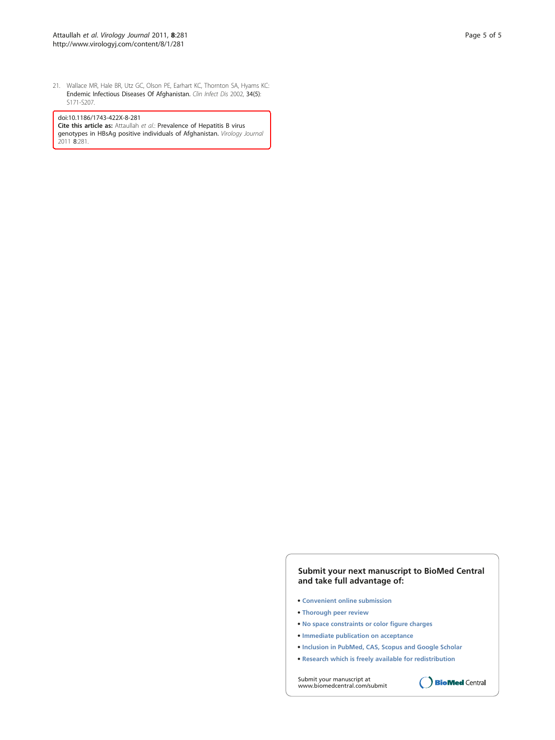21. Wallace MR, Hale BR, Utz GC, Olson PE, Earhart KC, Thornton SA, Hyams KC: Endemic Infectious Diseases Of Afghanistan. *Clin Infect Dis* 2002, **34(5)**: S171-S207.

doi:10.1186/1743-422X-8-281
**Cite this article as:** Attaullah *et al.*: Prevalence of Hepatitis B virus genotypes in HBsAg positive individuals of Afghanistan. *Virology Journal* 2011 **8**:281.

**Submit your next manuscript to BioMed Central and take full advantage of:**

- **Convenient online submission**
- **Thorough peer review**
- **No space constraints or color figure charges**
- **Immediate publication on acceptance**
- **Inclusion in PubMed, CAS, Scopus and Google Scholar**
- **Research which is freely available for redistribution**

Submit your manuscript at
www.biomedcentral.com/submit

BioMed Central